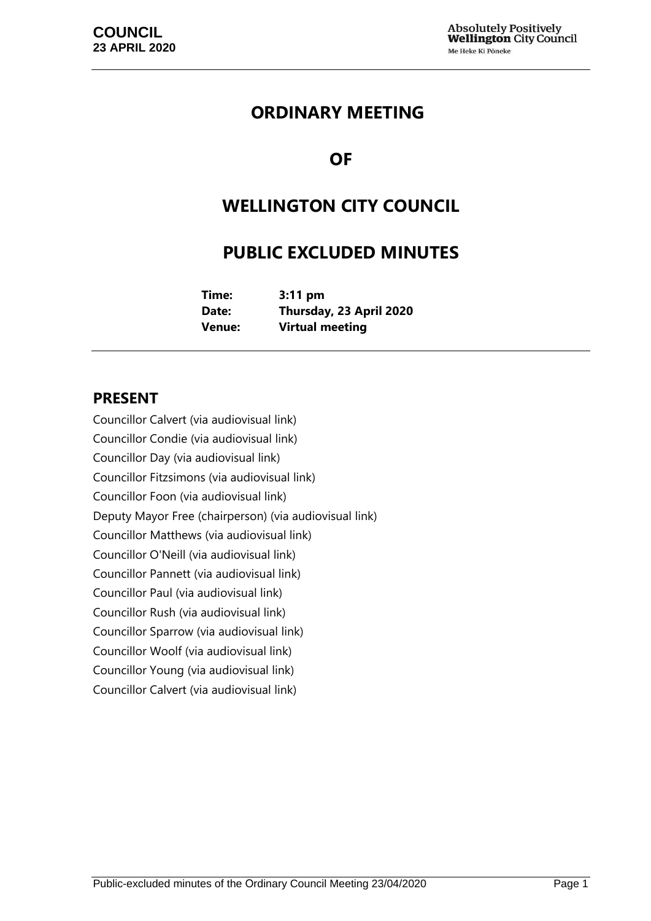**COUNCIL**
**23 APRIL 2020**

Absolutely Positively **Wellington** City Council
Me Heke Ki Pōneke

# ORDINARY MEETING

# OF

# WELLINGTON CITY COUNCIL

# PUBLIC EXCLUDED MINUTES

| | |
|---|---|
| **Time:** | **3:11 pm** |
| **Date:** | **Thursday, 23 April 2020** |
| **Venue:** | **Virtual meeting** |

## PRESENT

Councillor Calvert (via audiovisual link)
Councillor Condie (via audiovisual link)
Councillor Day (via audiovisual link)
Councillor Fitzsimons (via audiovisual link)
Councillor Foon (via audiovisual link)
Deputy Mayor Free (chairperson) (via audiovisual link)
Councillor Matthews (via audiovisual link)
Councillor O'Neill (via audiovisual link)
Councillor Pannett (via audiovisual link)
Councillor Paul (via audiovisual link)
Councillor Rush (via audiovisual link)
Councillor Sparrow (via audiovisual link)
Councillor Woolf (via audiovisual link)
Councillor Young (via audiovisual link)
Councillor Calvert (via audiovisual link)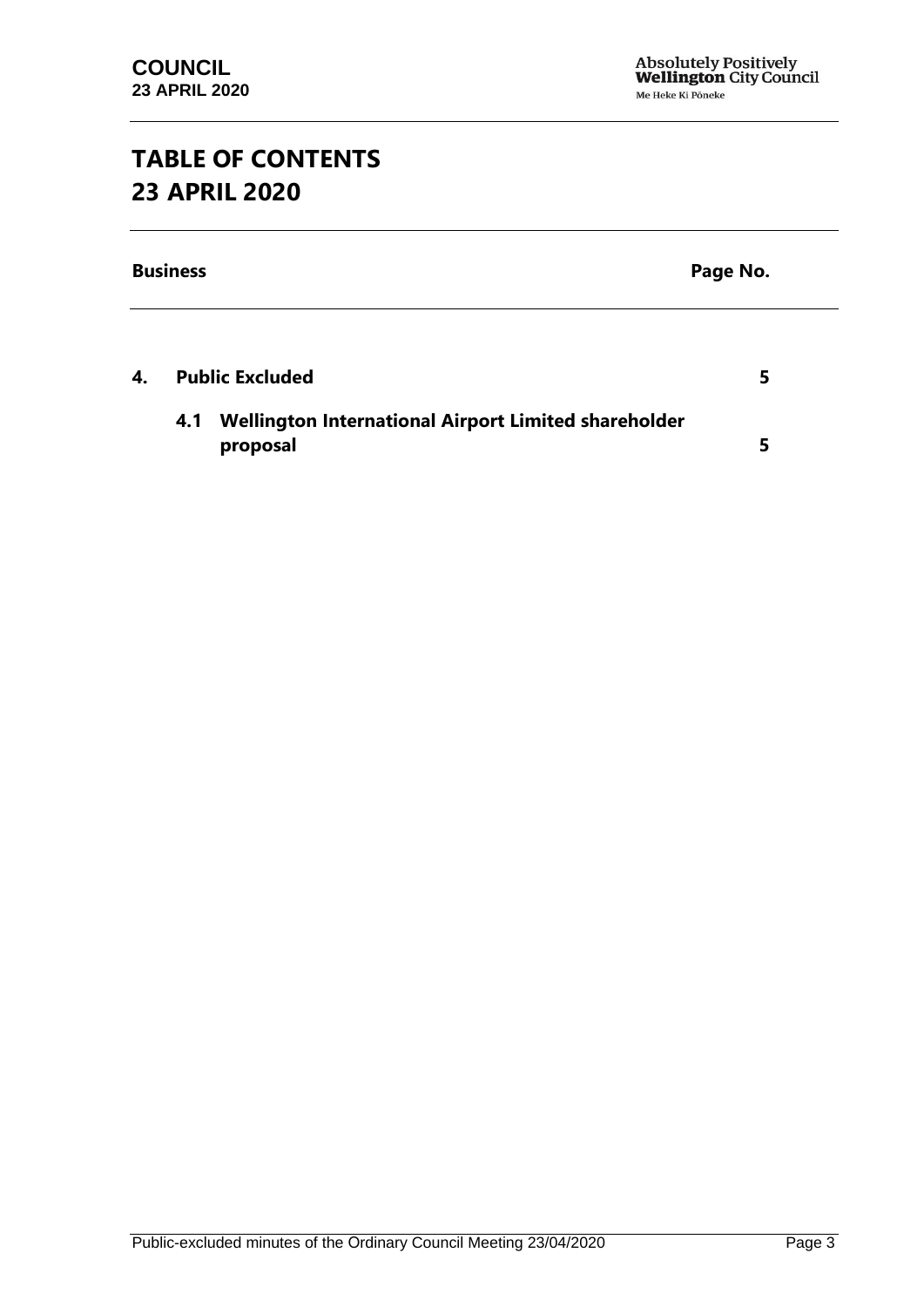# TABLE OF CONTENTS
# 23 APRIL 2020

| Business | Page No. |
| --- | --- |
| **4. Public Excluded** | **5** |
| **4.1 Wellington International Airport Limited shareholder proposal** | **5** |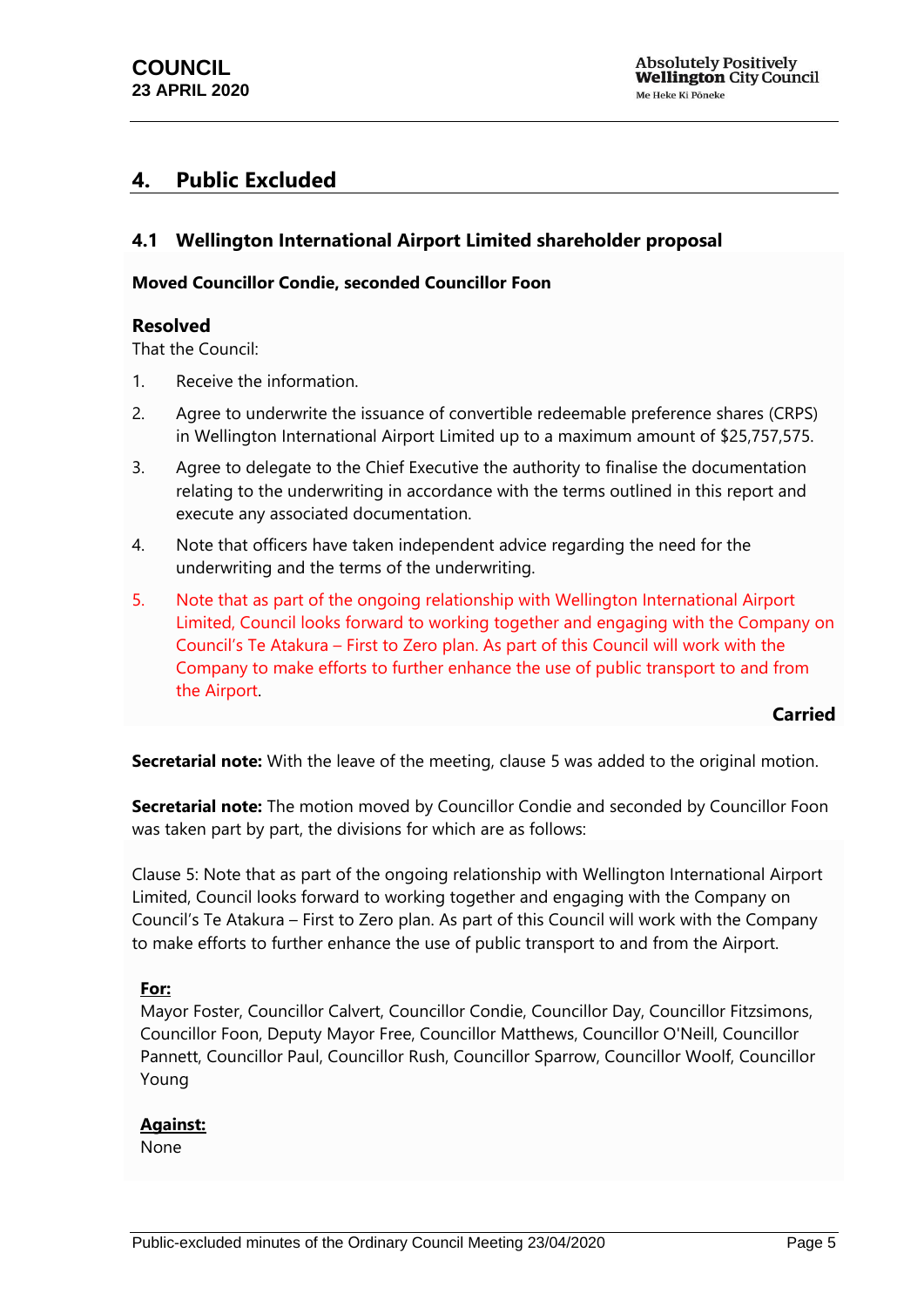## 4. Public Excluded

### 4.1 Wellington International Airport Limited shareholder proposal

**Moved Councillor Condie, seconded Councillor Foon**

**Resolved**

That the Council:

1. Receive the information.
2. Agree to underwrite the issuance of convertible redeemable preference shares (CRPS) in Wellington International Airport Limited up to a maximum amount of $25,757,575.
3. Agree to delegate to the Chief Executive the authority to finalise the documentation relating to the underwriting in accordance with the terms outlined in this report and execute any associated documentation.
4. Note that officers have taken independent advice regarding the need for the underwriting and the terms of the underwriting.
5. Note that as part of the ongoing relationship with Wellington International Airport Limited, Council looks forward to working together and engaging with the Company on Council's Te Atakura – First to Zero plan. As part of this Council will work with the Company to make efforts to further enhance the use of public transport to and from the Airport.

**Carried**

**Secretarial note:** With the leave of the meeting, clause 5 was added to the original motion.

**Secretarial note:** The motion moved by Councillor Condie and seconded by Councillor Foon was taken part by part, the divisions for which are as follows:

Clause 5: Note that as part of the ongoing relationship with Wellington International Airport Limited, Council looks forward to working together and engaging with the Company on Council's Te Atakura – First to Zero plan. As part of this Council will work with the Company to make efforts to further enhance the use of public transport to and from the Airport.

**For:**

Mayor Foster, Councillor Calvert, Councillor Condie, Councillor Day, Councillor Fitzsimons, Councillor Foon, Deputy Mayor Free, Councillor Matthews, Councillor O'Neill, Councillor Pannett, Councillor Paul, Councillor Rush, Councillor Sparrow, Councillor Woolf, Councillor Young

**Against:**

None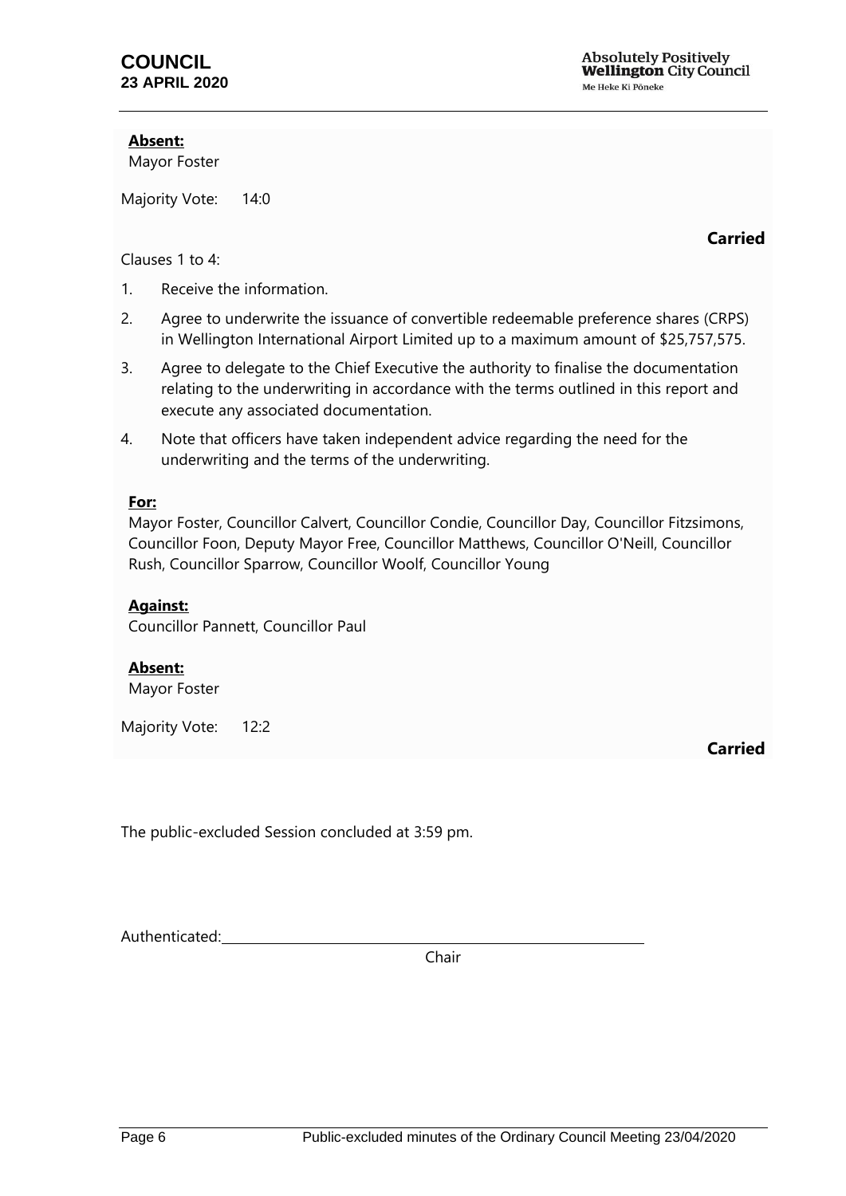**Absent:**
Mayor Foster

Majority Vote: 14:0

**Carried**

Clauses 1 to 4:

1. Receive the information.
2. Agree to underwrite the issuance of convertible redeemable preference shares (CRPS) in Wellington International Airport Limited up to a maximum amount of $25,757,575.
3. Agree to delegate to the Chief Executive the authority to finalise the documentation relating to the underwriting in accordance with the terms outlined in this report and execute any associated documentation.
4. Note that officers have taken independent advice regarding the need for the underwriting and the terms of the underwriting.

**For:**
Mayor Foster, Councillor Calvert, Councillor Condie, Councillor Day, Councillor Fitzsimons, Councillor Foon, Deputy Mayor Free, Councillor Matthews, Councillor O'Neill, Councillor Rush, Councillor Sparrow, Councillor Woolf, Councillor Young

**Against:**
Councillor Pannett, Councillor Paul

**Absent:**
Mayor Foster

Majority Vote: 12:2

**Carried**

The public-excluded Session concluded at 3:59 pm.

Authenticated: ____________________
Chair